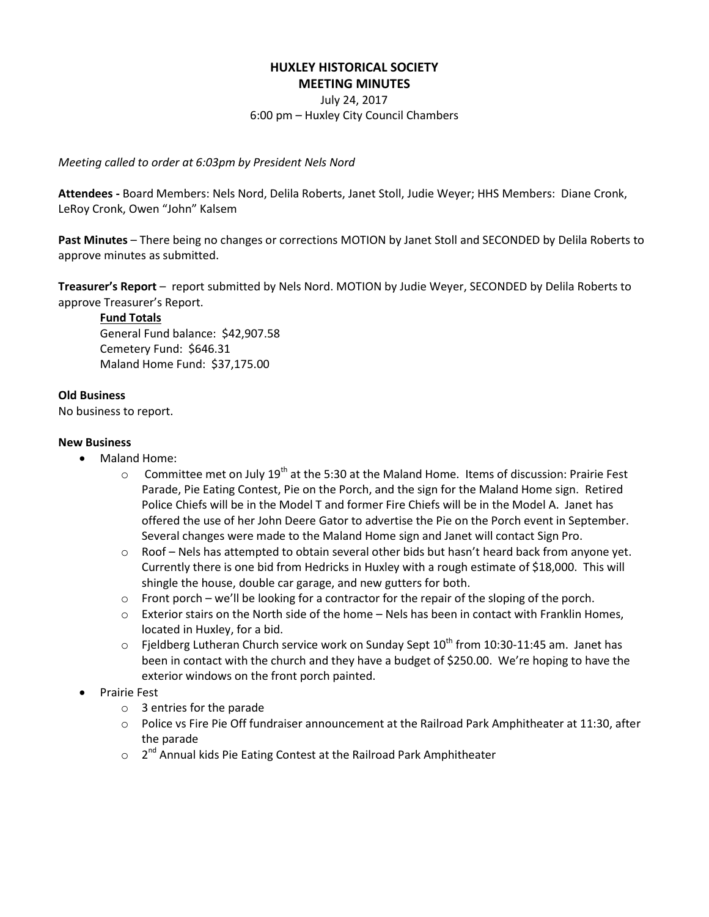# HUXLEY HISTORICAL SOCIETY
## MEETING MINUTES

July 24, 2017
6:00 pm – Huxley City Council Chambers

*Meeting called to order at 6:03pm by President Nels Nord*

**Attendees -** Board Members: Nels Nord, Delila Roberts, Janet Stoll, Judie Weyer; HHS Members: Diane Cronk, LeRoy Cronk, Owen "John" Kalsem

**Past Minutes** – There being no changes or corrections MOTION by Janet Stoll and SECONDED by Delila Roberts to approve minutes as submitted.

**Treasurer's Report** – report submitted by Nels Nord. MOTION by Judie Weyer, SECONDED by Delila Roberts to approve Treasurer's Report.

**Fund Totals**
General Fund balance: $42,907.58
Cemetery Fund: $646.31
Maland Home Fund: $37,175.00

**Old Business**
No business to report.

**New Business**

- Maland Home:
  - Committee met on July 19th at the 5:30 at the Maland Home. Items of discussion: Prairie Fest Parade, Pie Eating Contest, Pie on the Porch, and the sign for the Maland Home sign. Retired Police Chiefs will be in the Model T and former Fire Chiefs will be in the Model A. Janet has offered the use of her John Deere Gator to advertise the Pie on the Porch event in September. Several changes were made to the Maland Home sign and Janet will contact Sign Pro.
  - Roof – Nels has attempted to obtain several other bids but hasn't heard back from anyone yet. Currently there is one bid from Hedricks in Huxley with a rough estimate of $18,000. This will shingle the house, double car garage, and new gutters for both.
  - Front porch – we'll be looking for a contractor for the repair of the sloping of the porch.
  - Exterior stairs on the North side of the home – Nels has been in contact with Franklin Homes, located in Huxley, for a bid.
  - Fjeldberg Lutheran Church service work on Sunday Sept 10th from 10:30-11:45 am. Janet has been in contact with the church and they have a budget of $250.00. We're hoping to have the exterior windows on the front porch painted.
- Prairie Fest
  - 3 entries for the parade
  - Police vs Fire Pie Off fundraiser announcement at the Railroad Park Amphitheater at 11:30, after the parade
  - 2nd Annual kids Pie Eating Contest at the Railroad Park Amphitheater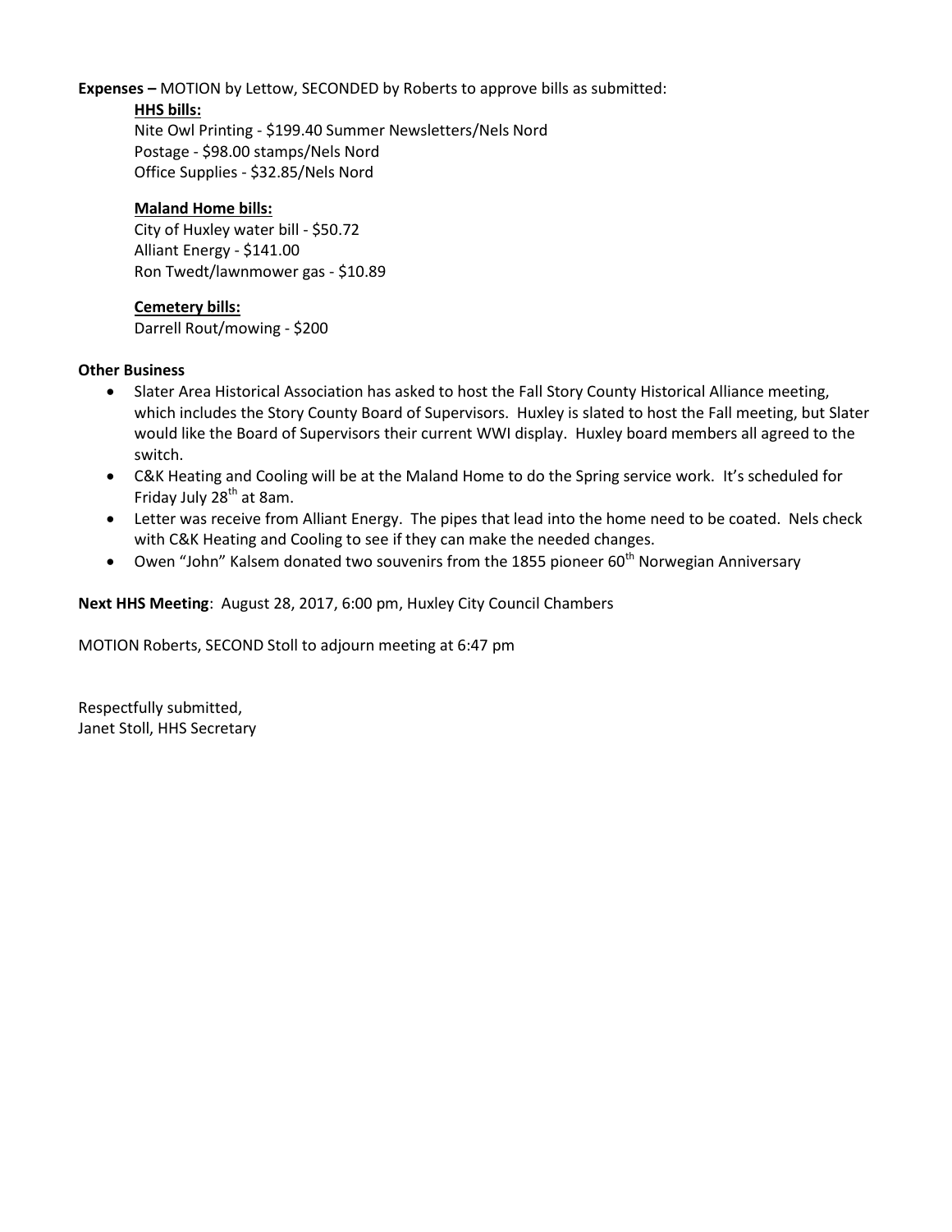**Expenses –** MOTION by Lettow, SECONDED by Roberts to approve bills as submitted:

**HHS bills:**
Nite Owl Printing - $199.40 Summer Newsletters/Nels Nord
Postage - $98.00 stamps/Nels Nord
Office Supplies - $32.85/Nels Nord

**Maland Home bills:**
City of Huxley water bill - $50.72
Alliant Energy - $141.00
Ron Twedt/lawnmower gas - $10.89

**Cemetery bills:**
Darrell Rout/mowing - $200

**Other Business**

- Slater Area Historical Association has asked to host the Fall Story County Historical Alliance meeting, which includes the Story County Board of Supervisors. Huxley is slated to host the Fall meeting, but Slater would like the Board of Supervisors their current WWI display. Huxley board members all agreed to the switch.
- C&K Heating and Cooling will be at the Maland Home to do the Spring service work. It's scheduled for Friday July 28th at 8am.
- Letter was receive from Alliant Energy. The pipes that lead into the home need to be coated. Nels check with C&K Heating and Cooling to see if they can make the needed changes.
- Owen "John" Kalsem donated two souvenirs from the 1855 pioneer 60th Norwegian Anniversary

**Next HHS Meeting**: August 28, 2017, 6:00 pm, Huxley City Council Chambers

MOTION Roberts, SECOND Stoll to adjourn meeting at 6:47 pm

Respectfully submitted,
Janet Stoll, HHS Secretary